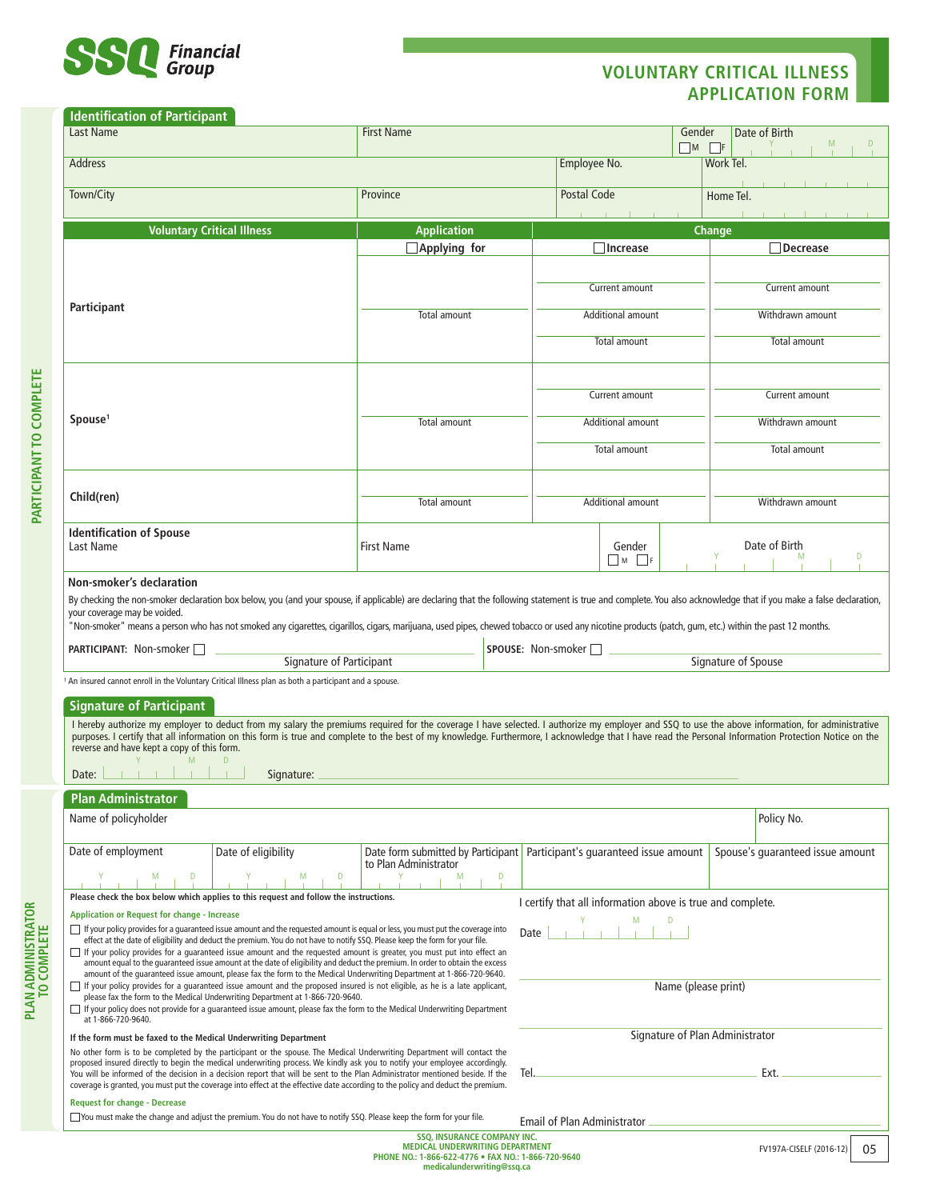SSQ Financial Group

# VOLUNTARY CRITICAL ILLNESS APPLICATION FORM

PARTICIPANT TO COMPLETE

## Identification of Participant

| Last Name | First Name | Gender ☐ M ☐ F | Date of Birth Y M D |
|---|---|---|---|
| Address | | Employee No. | Work Tel. |
| Town/City | Province | Postal Code | Home Tel. |

| Voluntary Critical Illness | Application | Change | |
|---|---|---|---|
| | ☐ Applying for | ☐ Increase | ☐ Decrease |
| Participant | Total amount | Current amount<br>Additional amount<br>Total amount | Current amount<br>Withdrawn amount<br>Total amount |
| Spouse[1] | Total amount | Current amount<br>Additional amount<br>Total amount | Current amount<br>Withdrawn amount<br>Total amount |
| Child(ren) | Total amount | Additional amount | Withdrawn amount |

| Identification of Spouse<br>Last Name | First Name | Gender ☐ M ☐ F | Date of Birth Y M D |
|---|---|---|---|

**Non-smoker's declaration**

By checking the non-smoker declaration box below, you (and your spouse, if applicable) are declaring that the following statement is true and complete. You also acknowledge that if you make a false declaration, your coverage may be voided.

"Non-smoker" means a person who has not smoked any cigarettes, cigarillos, cigars, marijuana, used pipes, chewed tobacco or used any nicotine products (patch, gum, etc.) within the past 12 months.

**PARTICIPANT:** Non-smoker ☐ ____________ Signature of Participant

**SPOUSE:** Non-smoker ☐ ____________ Signature of Spouse

[1] An insured cannot enroll in the Voluntary Critical Illness plan as both a participant and a spouse.

## Signature of Participant

I hereby authorize my employer to deduct from my salary the premiums required for the coverage I have selected. I authorize my employer and SSQ to use the above information, for administrative purposes. I certify that all information on this form is true and complete to the best of my knowledge. Furthermore, I acknowledge that I have read the Personal Information Protection Notice on the reverse and have kept a copy of this form.

Date: Y M D Signature: ____________

PLAN ADMINISTRATOR TO COMPLETE

## Plan Administrator

| Name of policyholder | | | | Policy No. |
|---|---|---|---|---|
| Date of employment Y M D | Date of eligibility Y M D | Date form submitted by Participant to Plan Administrator Y M D | Participant's guaranteed issue amount | Spouse's guaranteed issue amount |

**Please check the box below which applies to this request and follow the instructions.**

**Application or Request for change - Increase**

- ☐ If your policy provides for a guaranteed issue amount and the requested amount is equal or less, you must put the coverage into effect at the date of eligibility and deduct the premium. You do not have to notify SSQ. Please keep the form for your file.
- ☐ If your policy provides for a guaranteed issue amount and the requested amount is greater, you must put into effect an amount equal to the guaranteed issue amount at the date of eligibility and deduct the premium. In order to obtain the excess amount of the guaranteed issue amount, please fax the form to the Medical Underwriting Department at 1-866-720-9640.
- ☐ If your policy provides for a guaranteed issue amount and the proposed insured is not eligible, as he is a late applicant, please fax the form to the Medical Underwriting Department at 1-866-720-9640.
- ☐ If your policy does not provide for a guaranteed issue amount, please fax the form to the Medical Underwriting Department at 1-866-720-9640.

**If the form must be faxed to the Medical Underwriting Department**

No other form is to be completed by the participant or the spouse. The Medical Underwriting Department will contact the proposed insured directly to begin the medical underwriting process. We kindly ask you to notify your employee accordingly. You will be informed of the decision in a decision report that will be sent to the Plan Administrator mentioned beside. If the coverage is granted, you must put the coverage into effect at the effective date according to the policy and deduct the premium.

**Request for change - Decrease**

☐ You must make the change and adjust the premium. You do not have to notify SSQ. Please keep the form for your file.

I certify that all information above is true and complete.

Date Y M D

____________ Name (please print)

____________ Signature of Plan Administrator

Tel. ____________ Ext. ______

Email of Plan Administrator ____________

SSQ, INSURANCE COMPANY INC.
MEDICAL UNDERWRITING DEPARTMENT
PHONE NO.: 1-866-622-4776 • FAX NO.: 1-866-720-9640
medicalunderwriting@ssq.ca

FV197A-CISELF (2016-12) 05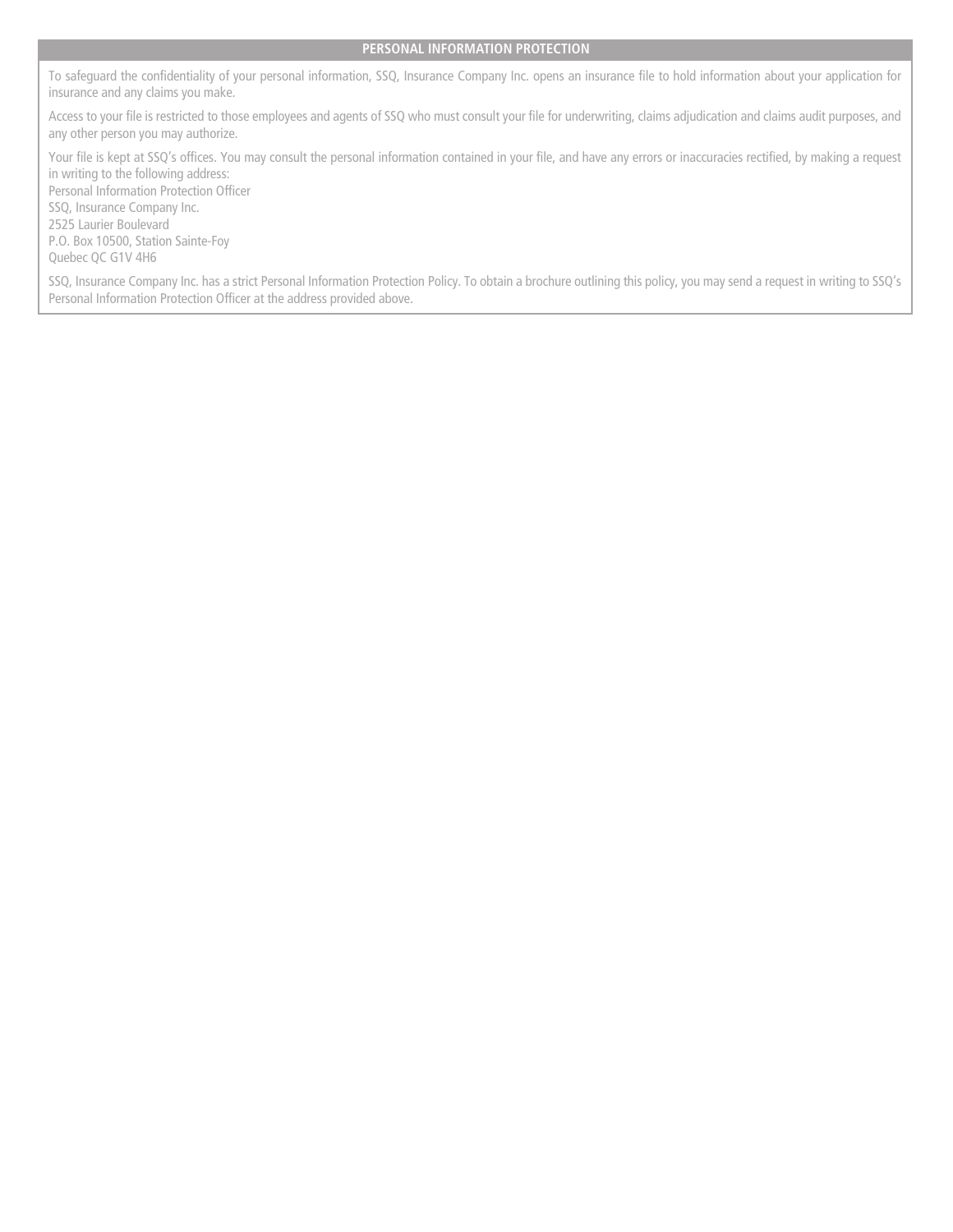## PERSONAL INFORMATION PROTECTION

To safeguard the confidentiality of your personal information, SSQ, Insurance Company Inc. opens an insurance file to hold information about your application for insurance and any claims you make.

Access to your file is restricted to those employees and agents of SSQ who must consult your file for underwriting, claims adjudication and claims audit purposes, and any other person you may authorize.

Your file is kept at SSQ's offices. You may consult the personal information contained in your file, and have any errors or inaccuracies rectified, by making a request in writing to the following address:
Personal Information Protection Officer
SSQ, Insurance Company Inc.
2525 Laurier Boulevard
P.O. Box 10500, Station Sainte-Foy
Quebec QC G1V 4H6

SSQ, Insurance Company Inc. has a strict Personal Information Protection Policy. To obtain a brochure outlining this policy, you may send a request in writing to SSQ's Personal Information Protection Officer at the address provided above.